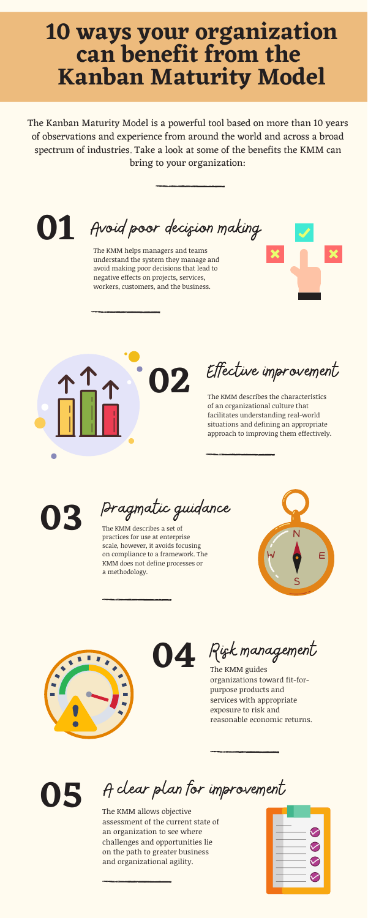# 10 ways your organization can benefit from the Kanban Maturity Model

The Kanban Maturity Model is a powerful tool based on more than 10 years of observations and experience from around the world and across a broad spectrum of industries. Take a look at some of the benefits the KMM can bring to your organization:

## 01 Avoid poor decision making

The KMM helps managers and teams understand the system they manage and avoid making poor decisions that lead to negative effects on projects, services, workers, customers, and the business.

## 02 Effective improvement

The KMM describes the characteristics of an organizational culture that facilitates understanding real-world situations and defining an appropriate approach to improving them effectively.

## 03 Pragmatic guidance

The KMM describes a set of practices for use at enterprise scale, however, it avoids focusing on compliance to a framework. The KMM does not define processes or a methodology.

## 04 Risk management

The KMM guides organizations toward fit-for-purpose products and services with appropriate exposure to risk and reasonable economic returns.

## 05 A clear plan for improvement

The KMM allows objective assessment of the current state of an organization to see where challenges and opportunities lie on the path to greater business and organizational agility.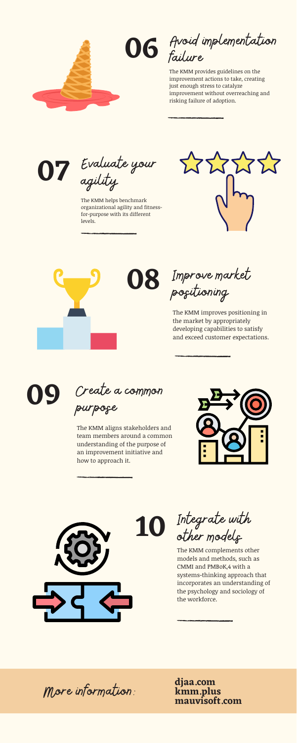## 06 Avoid implementation failure

The KMM provides guidelines on the improvement actions to take, creating just enough stress to catalyze improvement without overreaching and risking failure of adoption.

## 07 Evaluate your agility

The KMM helps benchmark organizational agility and fitness-for-purpose with its different levels.

## 08 Improve market positioning

The KMM improves positioning in the market by appropriately developing capabilities to satisfy and exceed customer expectations.

## 09 Create a common purpose

The KMM aligns stakeholders and team members around a common understanding of the purpose of an improvement initiative and how to approach it.

## 10 Integrate with other models

The KMM complements other models and methods, such as CMMI and PMBoK,4 with a systems-thinking approach that incorporates an understanding of the psychology and sociology of the workforce.

More information:

**djaa.com**
**kmm.plus**
**mauvisoft.com**